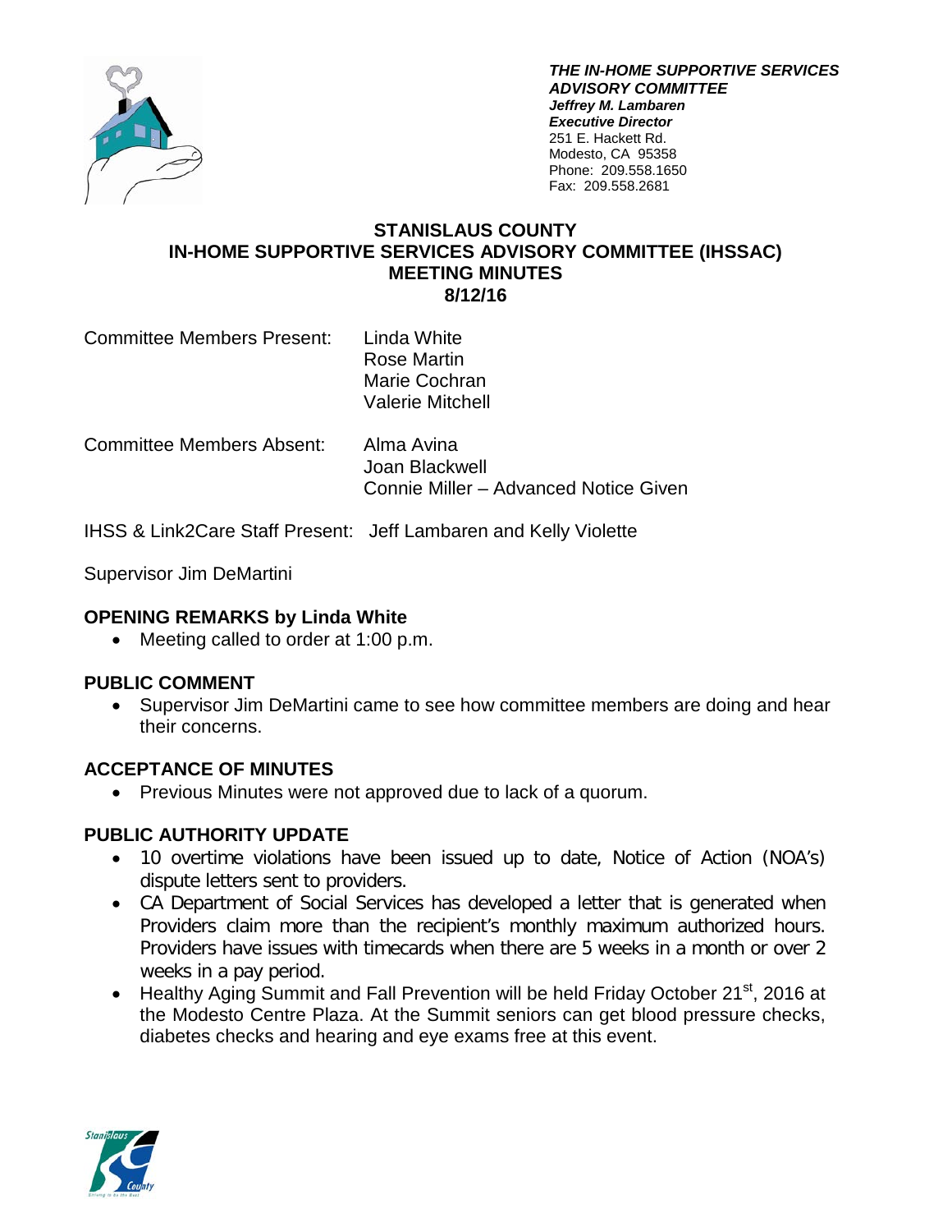***THE IN-HOME SUPPORTIVE SERVICES ADVISORY COMMITTEE***
***Jeffrey M. Lambaren***
***Executive Director***
251 E. Hackett Rd.
Modesto, CA 95358
Phone: 209.558.1650
Fax: 209.558.2681

# STANISLAUS COUNTY
# IN-HOME SUPPORTIVE SERVICES ADVISORY COMMITTEE (IHSSAC)
# MEETING MINUTES
# 8/12/16

Committee Members Present: Linda White
Rose Martin
Marie Cochran
Valerie Mitchell

Committee Members Absent: Alma Avina
Joan Blackwell
Connie Miller – Advanced Notice Given

IHSS & Link2Care Staff Present: Jeff Lambaren and Kelly Violette

Supervisor Jim DeMartini

## OPENING REMARKS by Linda White

- Meeting called to order at 1:00 p.m.

## PUBLIC COMMENT

- Supervisor Jim DeMartini came to see how committee members are doing and hear their concerns.

## ACCEPTANCE OF MINUTES

- Previous Minutes were not approved due to lack of a quorum.

## PUBLIC AUTHORITY UPDATE

- 10 overtime violations have been issued up to date, Notice of Action (NOA's) dispute letters sent to providers.
- CA Department of Social Services has developed a letter that is generated when Providers claim more than the recipient's monthly maximum authorized hours. Providers have issues with timecards when there are 5 weeks in a month or over 2 weeks in a pay period.
- Healthy Aging Summit and Fall Prevention will be held Friday October 21st, 2016 at the Modesto Centre Plaza. At the Summit seniors can get blood pressure checks, diabetes checks and hearing and eye exams free at this event.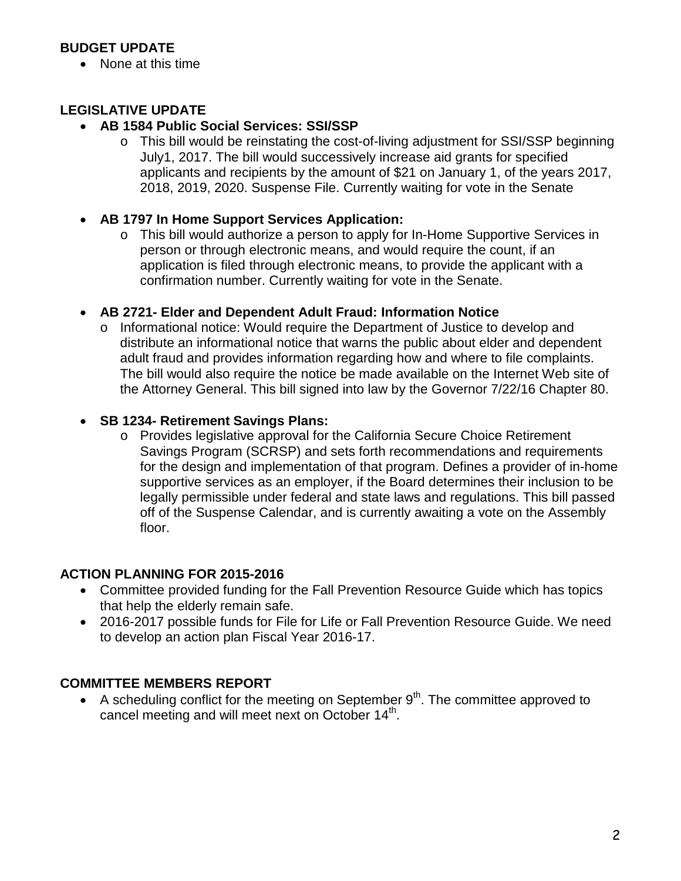**BUDGET UPDATE**

- None at this time

**LEGISLATIVE UPDATE**

- **AB 1584 Public Social Services: SSI/SSP**
  - This bill would be reinstating the cost-of-living adjustment for SSI/SSP beginning July1, 2017. The bill would successively increase aid grants for specified applicants and recipients by the amount of $21 on January 1, of the years 2017, 2018, 2019, 2020. Suspense File. Currently waiting for vote in the Senate

- **AB 1797 In Home Support Services Application:**
  - This bill would authorize a person to apply for In-Home Supportive Services in person or through electronic means, and would require the count, if an application is filed through electronic means, to provide the applicant with a confirmation number. Currently waiting for vote in the Senate.

- **AB 2721- Elder and Dependent Adult Fraud: Information Notice**
  - Informational notice: Would require the Department of Justice to develop and distribute an informational notice that warns the public about elder and dependent adult fraud and provides information regarding how and where to file complaints. The bill would also require the notice be made available on the Internet Web site of the Attorney General. This bill signed into law by the Governor 7/22/16 Chapter 80.

- **SB 1234- Retirement Savings Plans:**
  - Provides legislative approval for the California Secure Choice Retirement Savings Program (SCRSP) and sets forth recommendations and requirements for the design and implementation of that program. Defines a provider of in-home supportive services as an employer, if the Board determines their inclusion to be legally permissible under federal and state laws and regulations. This bill passed off of the Suspense Calendar, and is currently awaiting a vote on the Assembly floor.

**ACTION PLANNING FOR 2015-2016**

- Committee provided funding for the Fall Prevention Resource Guide which has topics that help the elderly remain safe.
- 2016-2017 possible funds for File for Life or Fall Prevention Resource Guide. We need to develop an action plan Fiscal Year 2016-17.

**COMMITTEE MEMBERS REPORT**

- A scheduling conflict for the meeting on September 9th. The committee approved to cancel meeting and will meet next on October 14th.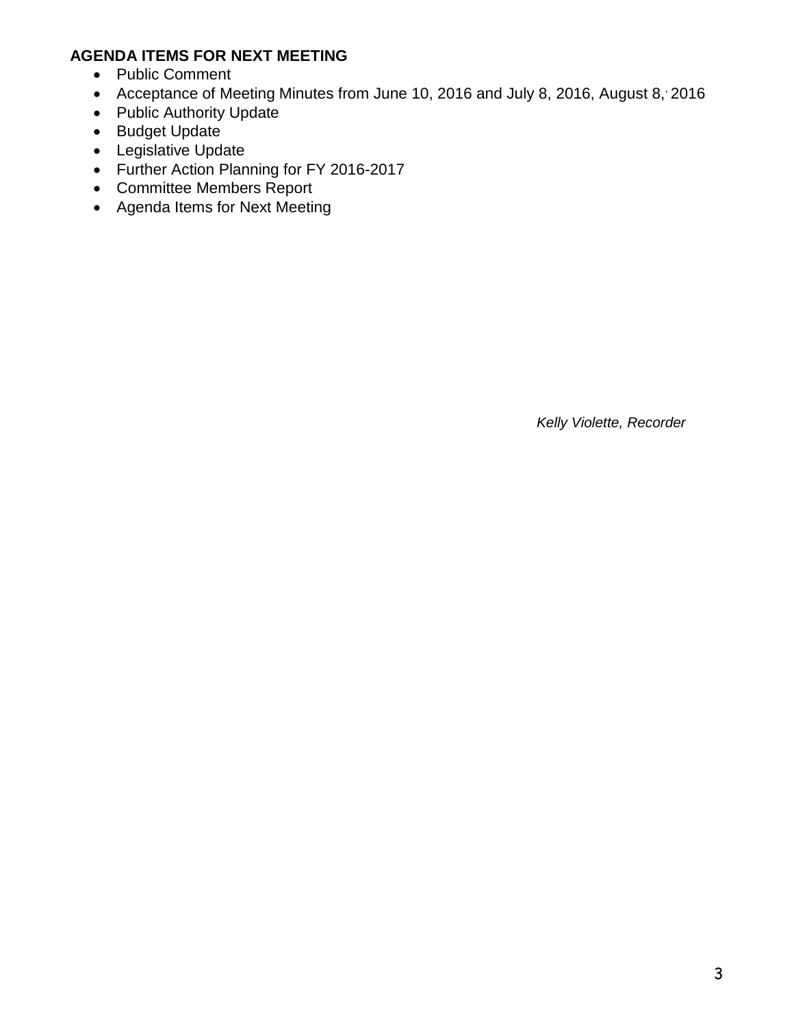**AGENDA ITEMS FOR NEXT MEETING**

- Public Comment
- Acceptance of Meeting Minutes from June 10, 2016 and July 8, 2016, August 8, 2016
- Public Authority Update
- Budget Update
- Legislative Update
- Further Action Planning for FY 2016-2017
- Committee Members Report
- Agenda Items for Next Meeting

*Kelly Violette, Recorder*